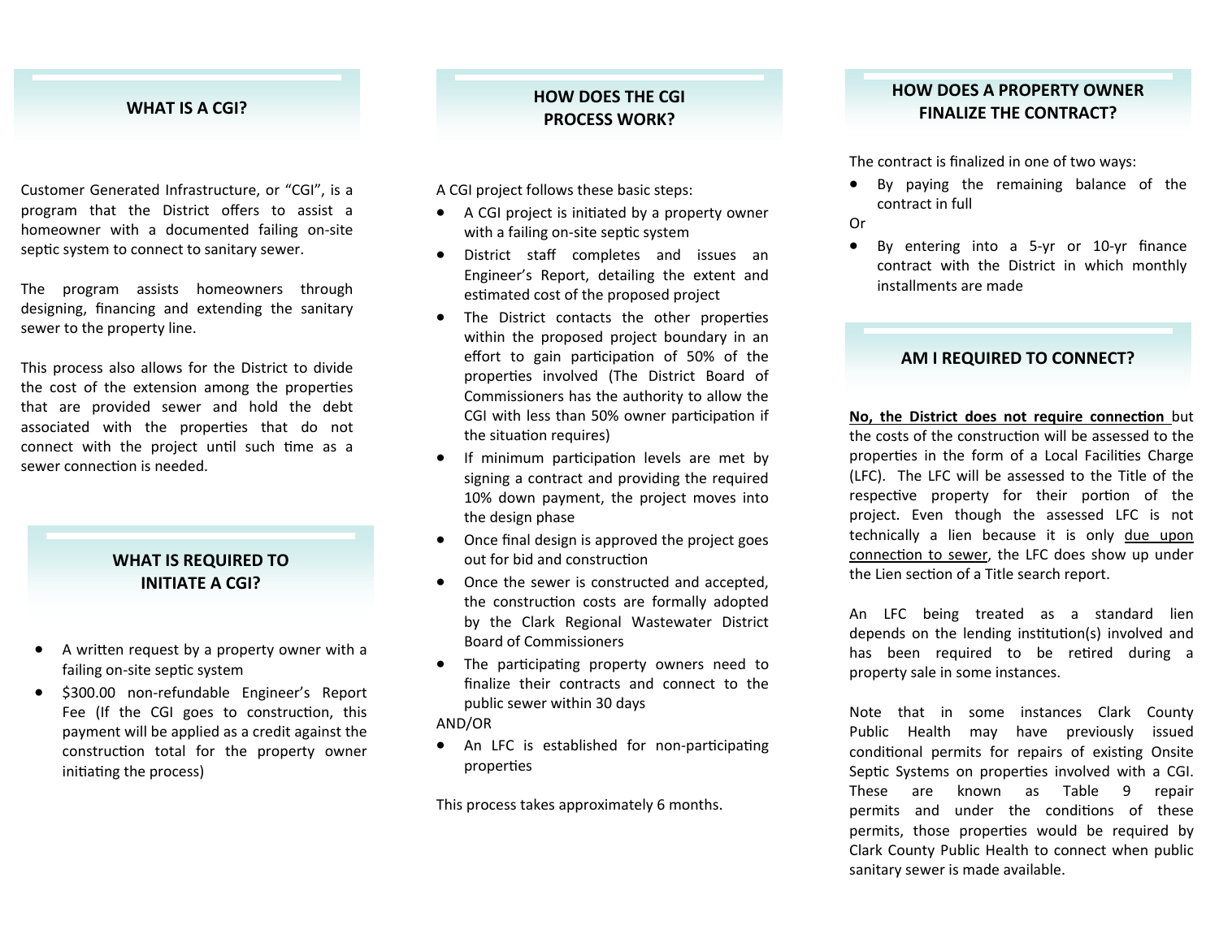## WHAT IS A CGI?

Customer Generated Infrastructure, or "CGI", is a program that the District offers to assist a homeowner with a documented failing on-site septic system to connect to sanitary sewer.

The program assists homeowners through designing, financing and extending the sanitary sewer to the property line.

This process also allows for the District to divide the cost of the extension among the properties that are provided sewer and hold the debt associated with the properties that do not connect with the project until such time as a sewer connection is needed.

## WHAT IS REQUIRED TO INITIATE A CGI?

- A written request by a property owner with a failing on-site septic system
- $300.00 non-refundable Engineer's Report Fee (If the CGI goes to construction, this payment will be applied as a credit against the construction total for the property owner initiating the process)

## HOW DOES THE CGI PROCESS WORK?

A CGI project follows these basic steps:

- A CGI project is initiated by a property owner with a failing on-site septic system
- District staff completes and issues an Engineer's Report, detailing the extent and estimated cost of the proposed project
- The District contacts the other properties within the proposed project boundary in an effort to gain participation of 50% of the properties involved (The District Board of Commissioners has the authority to allow the CGI with less than 50% owner participation if the situation requires)
- If minimum participation levels are met by signing a contract and providing the required 10% down payment, the project moves into the design phase
- Once final design is approved the project goes out for bid and construction
- Once the sewer is constructed and accepted, the construction costs are formally adopted by the Clark Regional Wastewater District Board of Commissioners
- The participating property owners need to finalize their contracts and connect to the public sewer within 30 days

AND/OR

- An LFC is established for non-participating properties

This process takes approximately 6 months.

## HOW DOES A PROPERTY OWNER FINALIZE THE CONTRACT?

The contract is finalized in one of two ways:

- By paying the remaining balance of the contract in full

Or

- By entering into a 5-yr or 10-yr finance contract with the District in which monthly installments are made

## AM I REQUIRED TO CONNECT?

<u>**No, the District does not require connection**</u> but the costs of the construction will be assessed to the properties in the form of a Local Facilities Charge (LFC). The LFC will be assessed to the Title of the respective property for their portion of the project. Even though the assessed LFC is not technically a lien because it is only <u>due upon connection to sewer</u>, the LFC does show up under the Lien section of a Title search report.

An LFC being treated as a standard lien depends on the lending institution(s) involved and has been required to be retired during a property sale in some instances.

Note that in some instances Clark County Public Health may have previously issued conditional permits for repairs of existing Onsite Septic Systems on properties involved with a CGI. These are known as Table 9 repair permits and under the conditions of these permits, those properties would be required by Clark County Public Health to connect when public sanitary sewer is made available.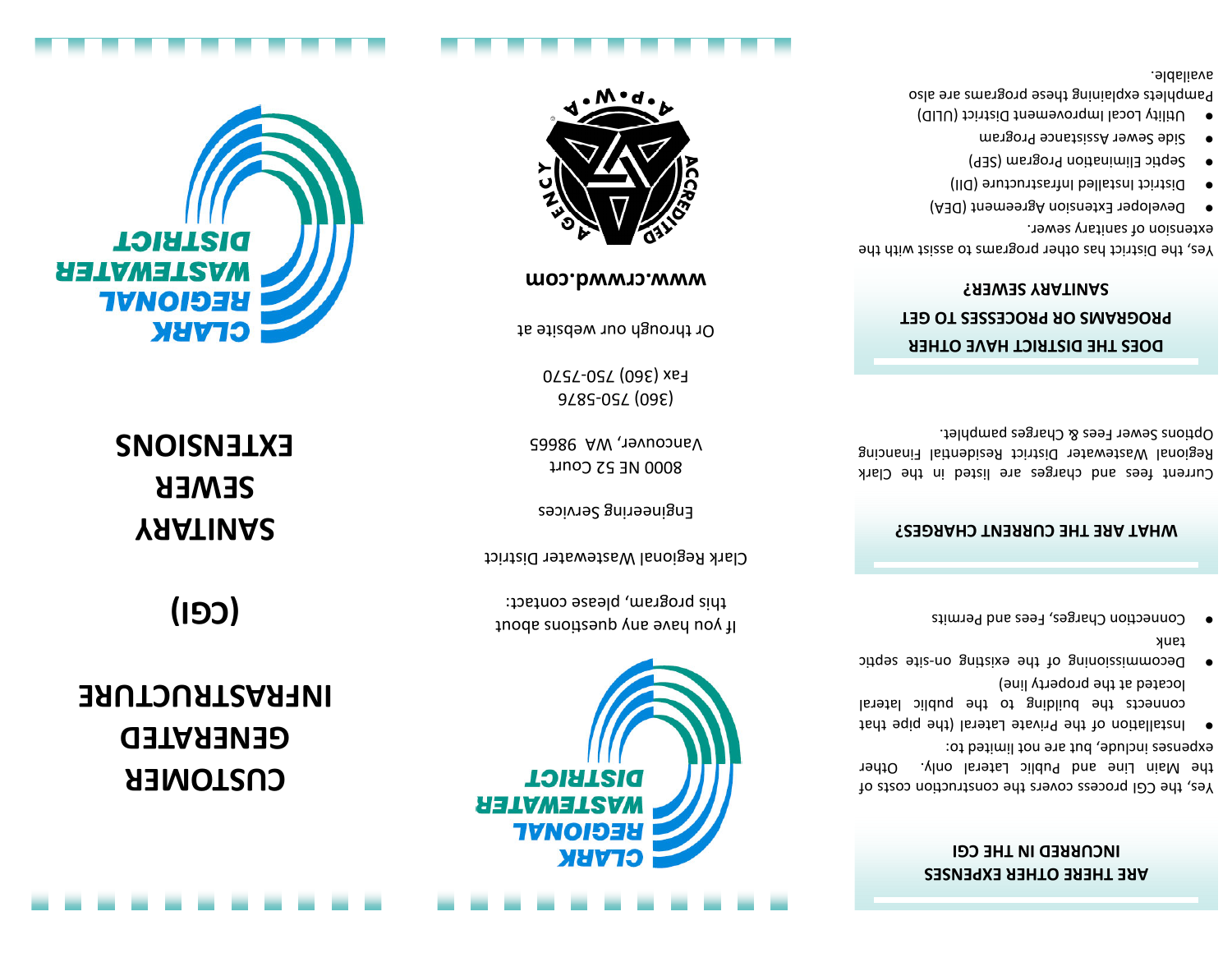## ARE THERE OTHER EXPENSES INCURRED IN THE CGI

Yes, the CGI process covers the construction costs of the Main Line and Public Lateral only. Other expenses include, but are not limited to:

- Installation of the Private Lateral (the pipe that connects the building to the public lateral located at the property line)
- Decommissioning of the existing on-site septic tank
- Connection Charges, Fees and Permits

## WHAT ARE THE CURRENT CHARGES?

Current fees and charges are listed in the Clark Regional Wastewater District Residential Financing Options Sewer Fees & Charges pamphlet.

## DOES THE DISTRICT HAVE OTHER PROGRAMS OR PROCESSES TO GET SANITARY SEWER?

Yes, the District has other programs to assist with the extension of sanitary sewer.

- Developer Extension Agreement (DEA)
- District Installed Infrastructure (DII)
- Septic Elimination Program (SEP)
- Side Sewer Assistance Program
- Utility Local Improvement District (ULID)

Pamphlets explaining these programs are also available.

If you have any questions about this program, please contact:

Clark Regional Wastewater District

Engineering Services

8000 NE 52 Court
Vancouver, WA 98665

(360) 750-5876
Fax (360) 750-7570

Or through our website at

www.crwwd.com

AGENCY • A • P • W • A • ACCREDITED

CLARK REGIONAL WASTEWATER DISTRICT

# CUSTOMER GENERATED INFRASTRUCTURE (CGI)

# SANITARY SEWER EXTENSIONS

CLARK REGIONAL WASTEWATER DISTRICT